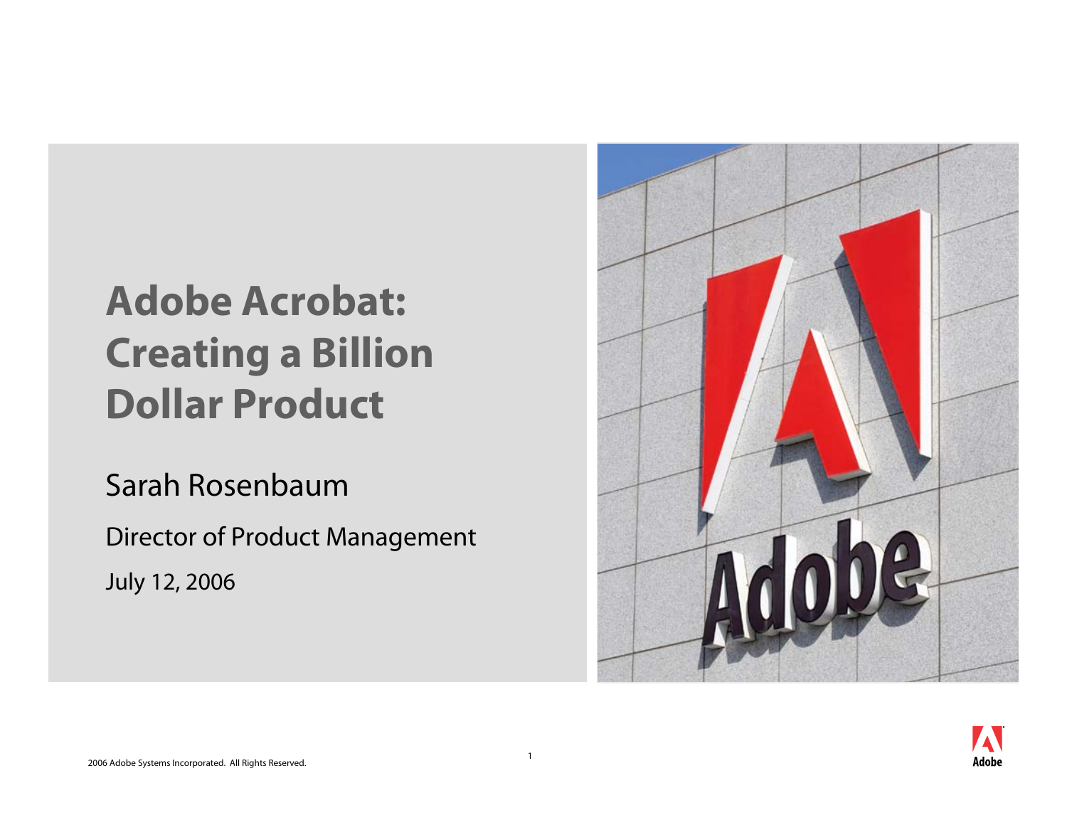# Adobe Acrobat: Creating a Billion Dollar Product

Sarah Rosenbaum

Director of Product Management

July 12, 2006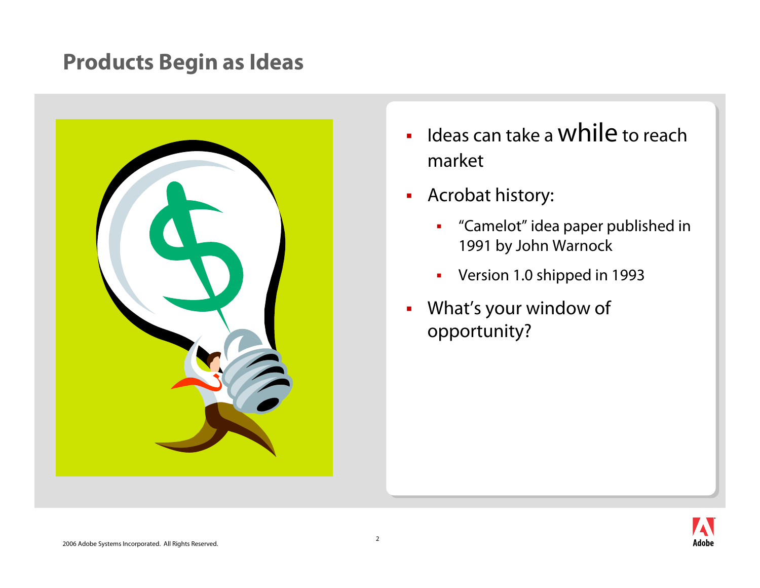# Products Begin as Ideas

- Ideas can take a while to reach market
- Acrobat history:
  - "Camelot" idea paper published in 1991 by John Warnock
  - Version 1.0 shipped in 1993
- What's your window of opportunity?

2006 Adobe Systems Incorporated. All Rights Reserved.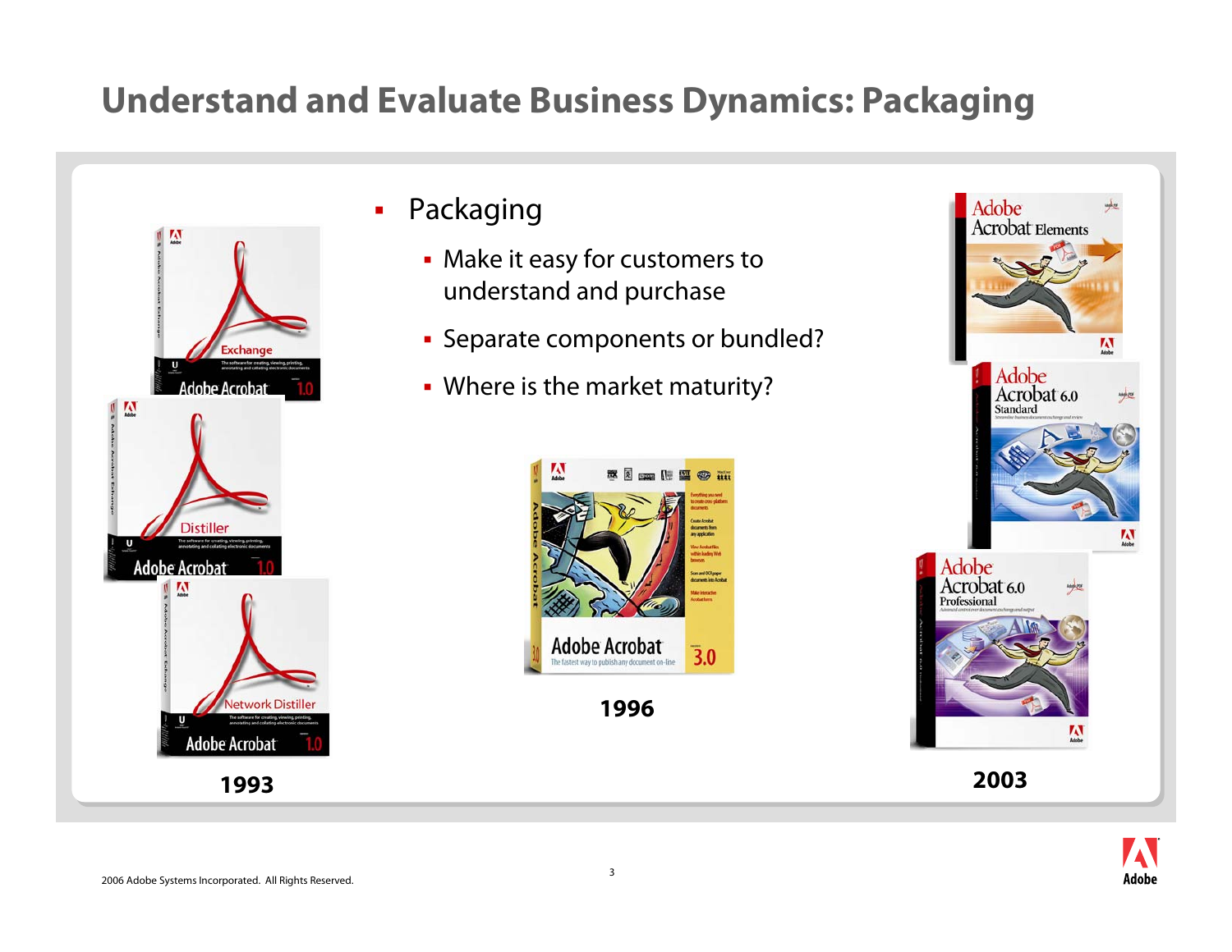# Understand and Evaluate Business Dynamics: Packaging

- Packaging
  - Make it easy for customers to understand and purchase
  - Separate components or bundled?
  - Where is the market maturity?

**1993**

**1996**

**2003**

2006 Adobe Systems Incorporated. All Rights Reserved.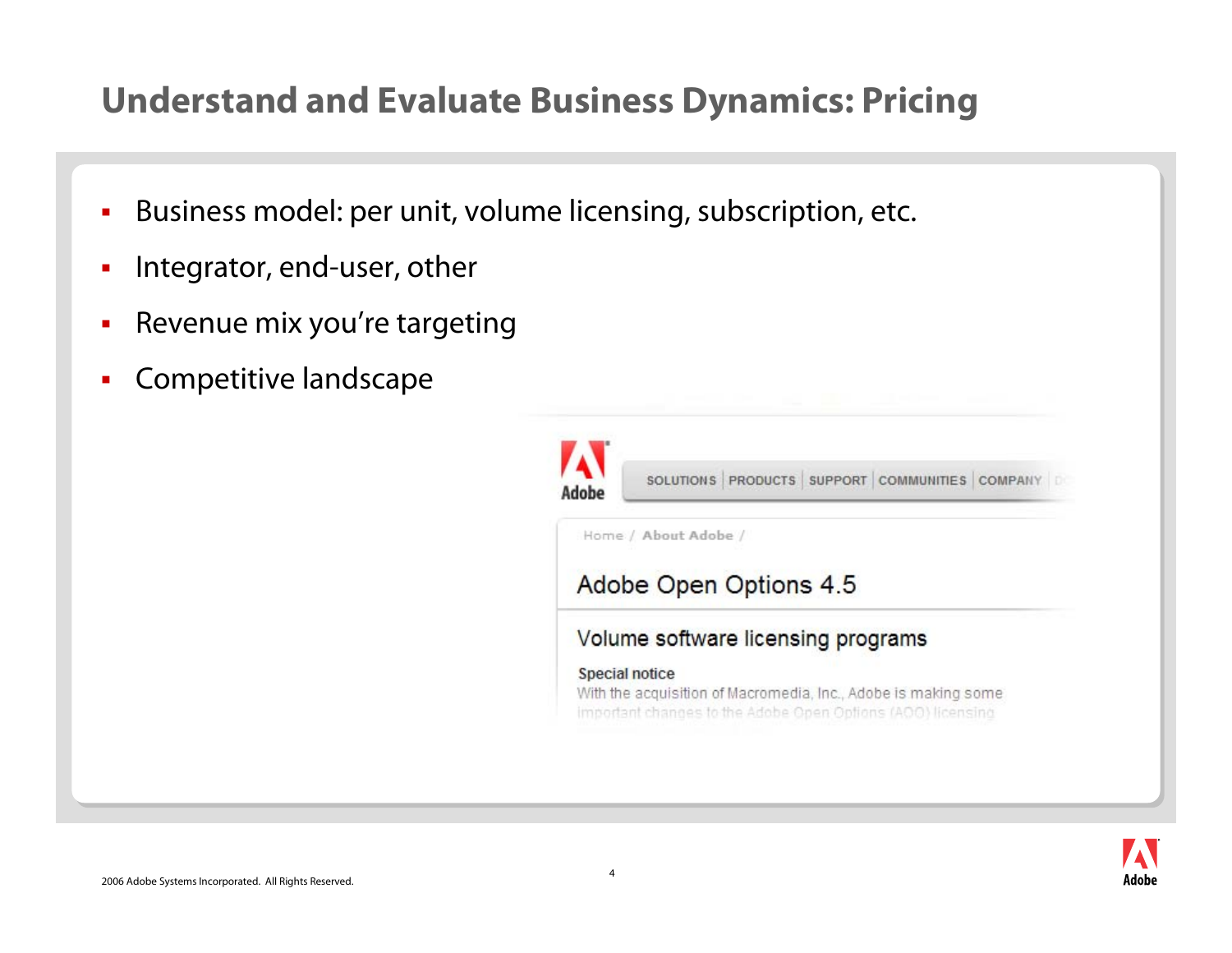# Understand and Evaluate Business Dynamics: Pricing

- Business model: per unit, volume licensing, subscription, etc.
- Integrator, end-user, other
- Revenue mix you're targeting
- Competitive landscape

Adobe

SOLUTIONS | PRODUCTS | SUPPORT | COMMUNITIES | COMPANY

Home / About Adobe /

Adobe Open Options 4.5

Volume software licensing programs

Special notice

With the acquisition of Macromedia, Inc., Adobe is making some important changes to the Adobe Open Options (AOO) licensing

2006 Adobe Systems Incorporated. All Rights Reserved.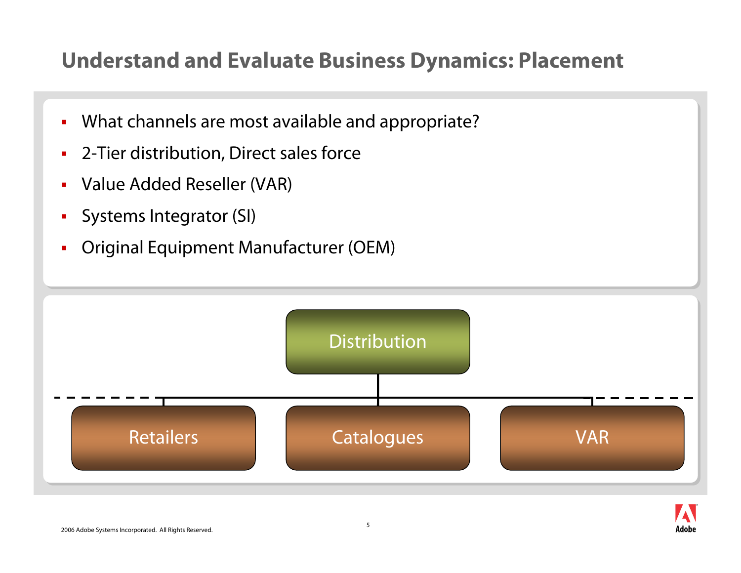# Understand and Evaluate Business Dynamics: Placement

- What channels are most available and appropriate?
- 2-Tier distribution, Direct sales force
- Value Added Reseller (VAR)
- Systems Integrator (SI)
- Original Equipment Manufacturer (OEM)

Distribution

Retailers | Catalogues | VAR

2006 Adobe Systems Incorporated. All Rights Reserved.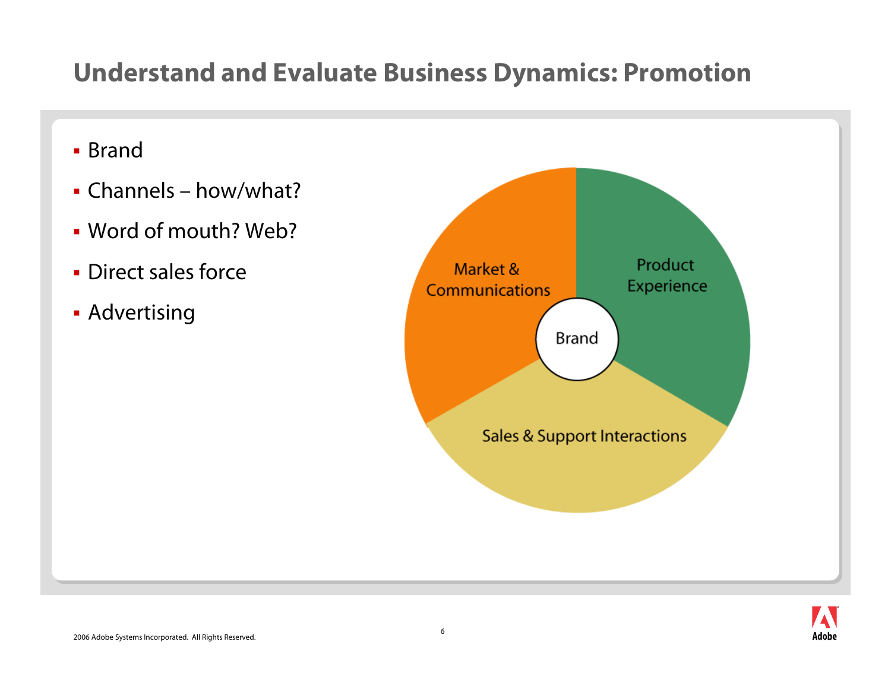# Understand and Evaluate Business Dynamics: Promotion

- Brand
- Channels – how/what?
- Word of mouth? Web?
- Direct sales force
- Advertising

Market & Communications

Product Experience

Brand

Sales & Support Interactions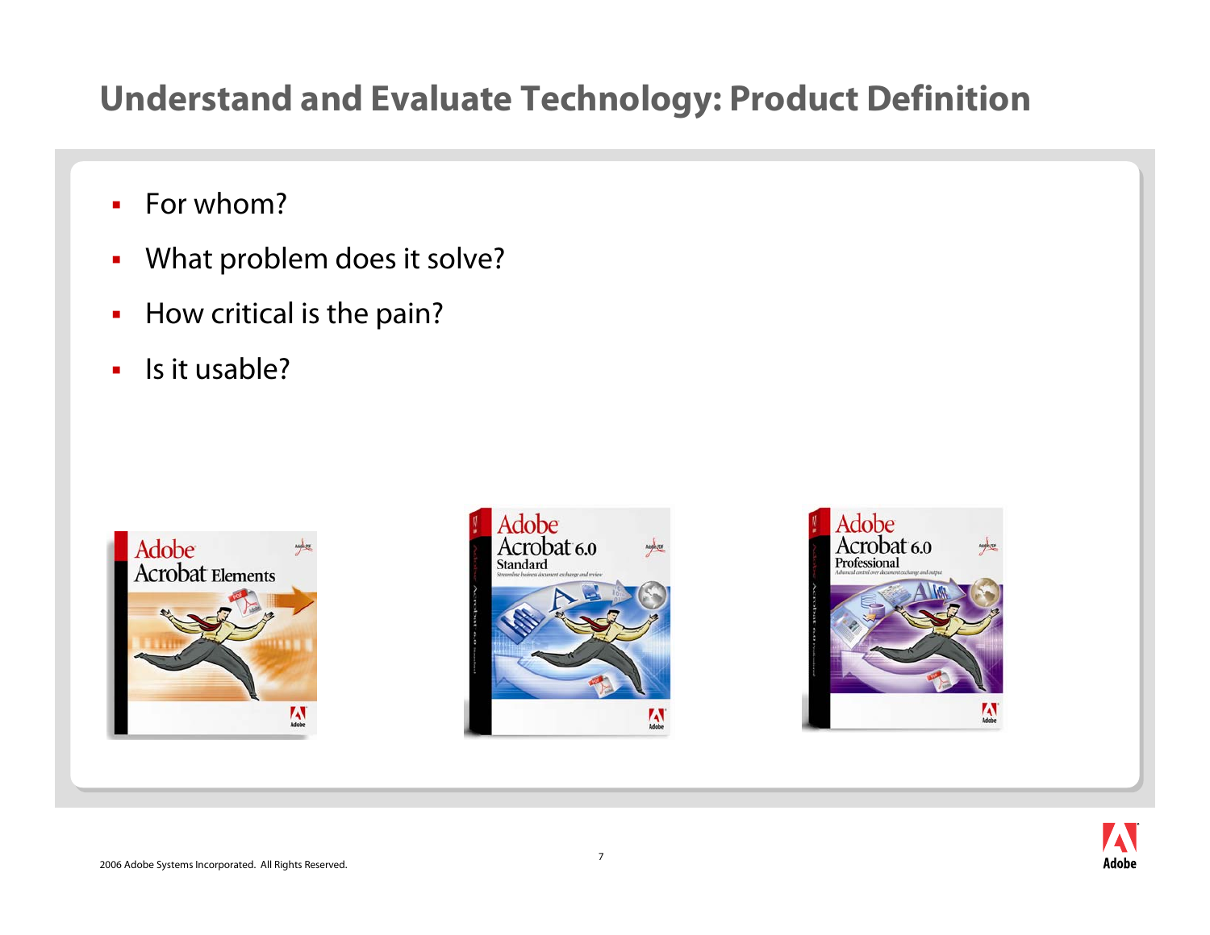# Understand and Evaluate Technology: Product Definition

- For whom?
- What problem does it solve?
- How critical is the pain?
- Is it usable?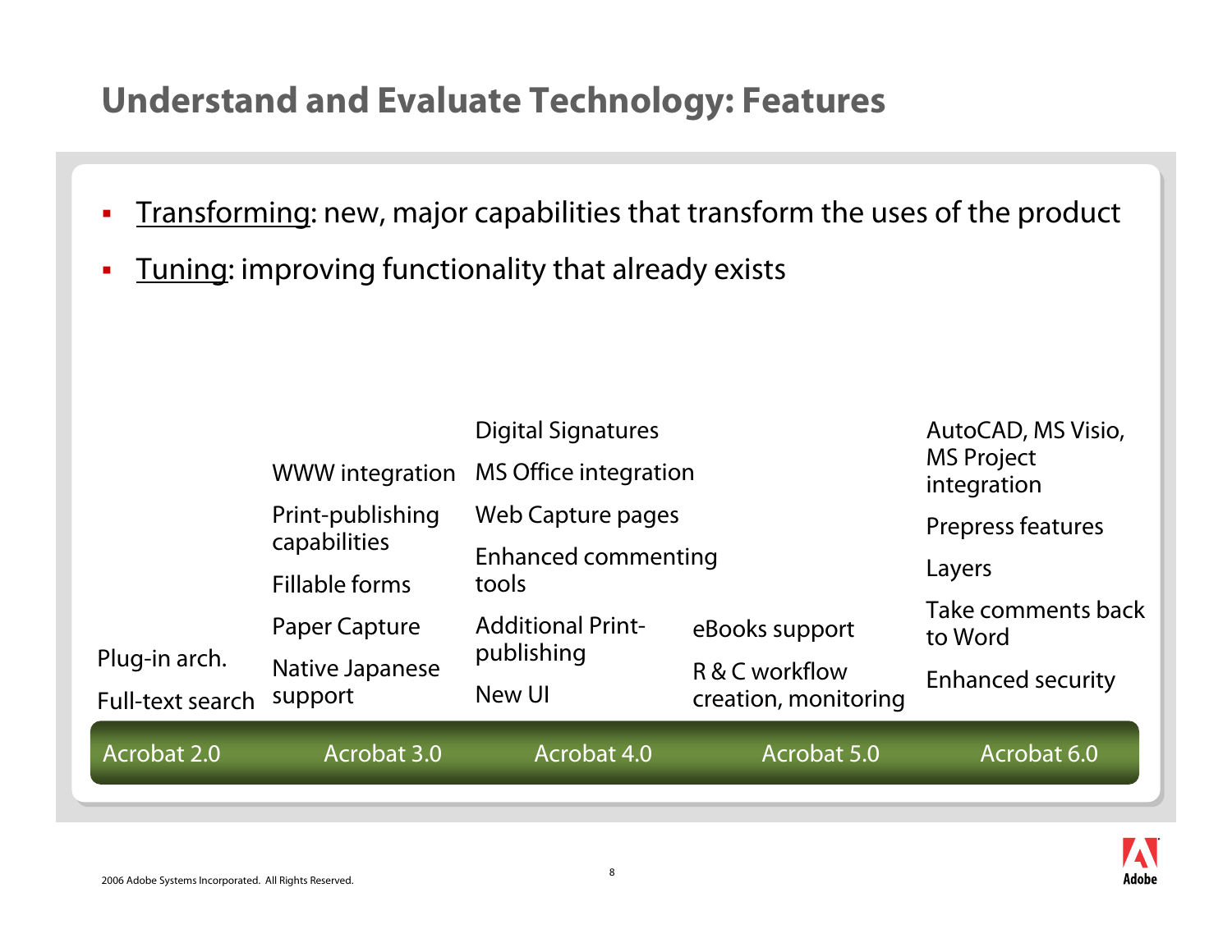# Understand and Evaluate Technology: Features

- Transforming: new, major capabilities that transform the uses of the product
- Tuning: improving functionality that already exists

| Acrobat 2.0 | Acrobat 3.0 | Acrobat 4.0 | Acrobat 5.0 | Acrobat 6.0 |
|---|---|---|---|---|
| Plug-in arch. | WWW integration | Digital Signatures | eBooks support | AutoCAD, MS Visio, MS Project integration |
| Full-text search | Print-publishing capabilities | MS Office integration | R & C workflow creation, monitoring | Prepress features |
| | Fillable forms | Web Capture pages | | Layers |
| | Paper Capture | Enhanced commenting tools | | Take comments back to Word |
| | Native Japanese support | Additional Print-publishing | | Enhanced security |
| | | New UI | | |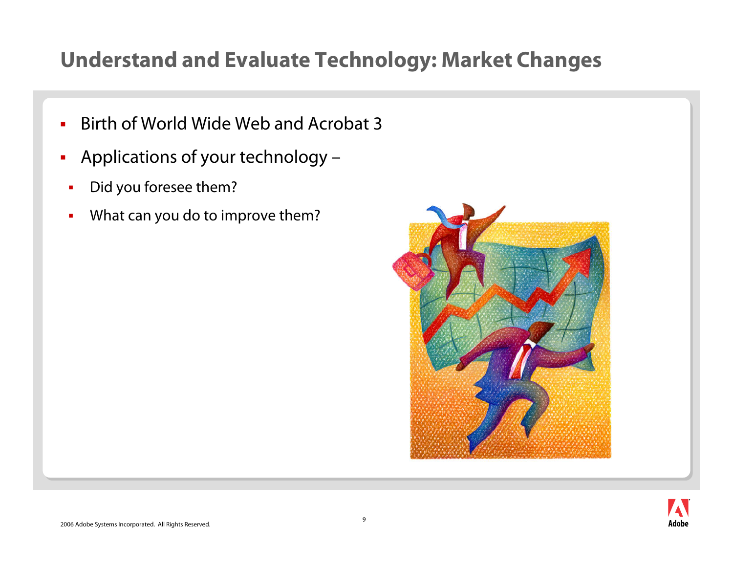# Understand and Evaluate Technology: Market Changes

- Birth of World Wide Web and Acrobat 3
- Applications of your technology –
  - Did you foresee them?
  - What can you do to improve them?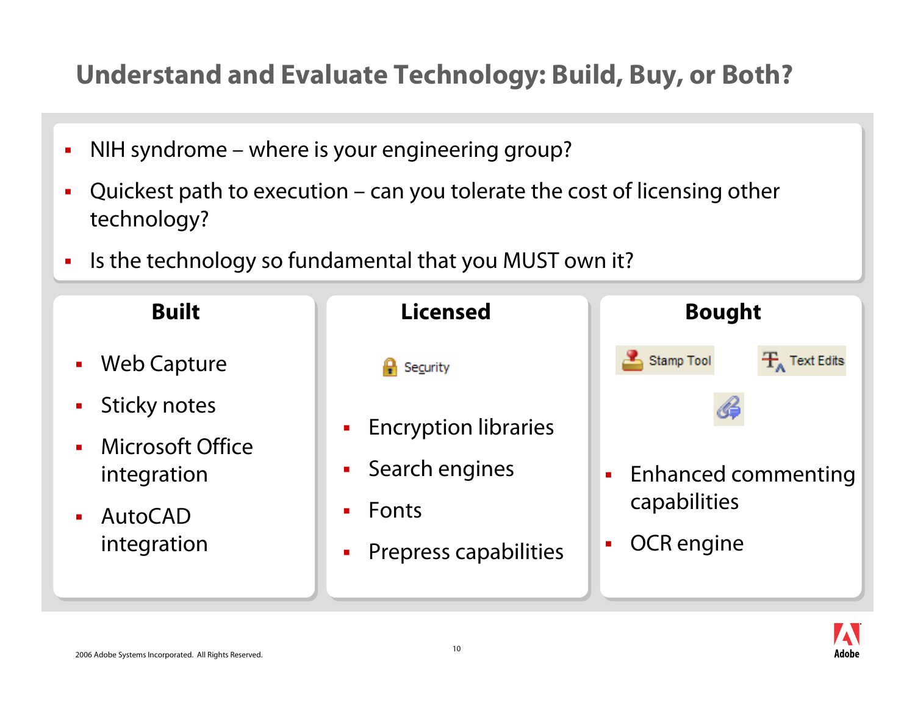# Understand and Evaluate Technology: Build, Buy, or Both?

- NIH syndrome – where is your engineering group?
- Quickest path to execution – can you tolerate the cost of licensing other technology?
- Is the technology so fundamental that you MUST own it?

### Built

- Web Capture
- Sticky notes
- Microsoft Office integration
- AutoCAD integration

### Licensed

Security

- Encryption libraries
- Search engines
- Fonts
- Prepress capabilities

### Bought

Stamp Tool  Text Edits

- Enhanced commenting capabilities
- OCR engine

2006 Adobe Systems Incorporated. All Rights Reserved.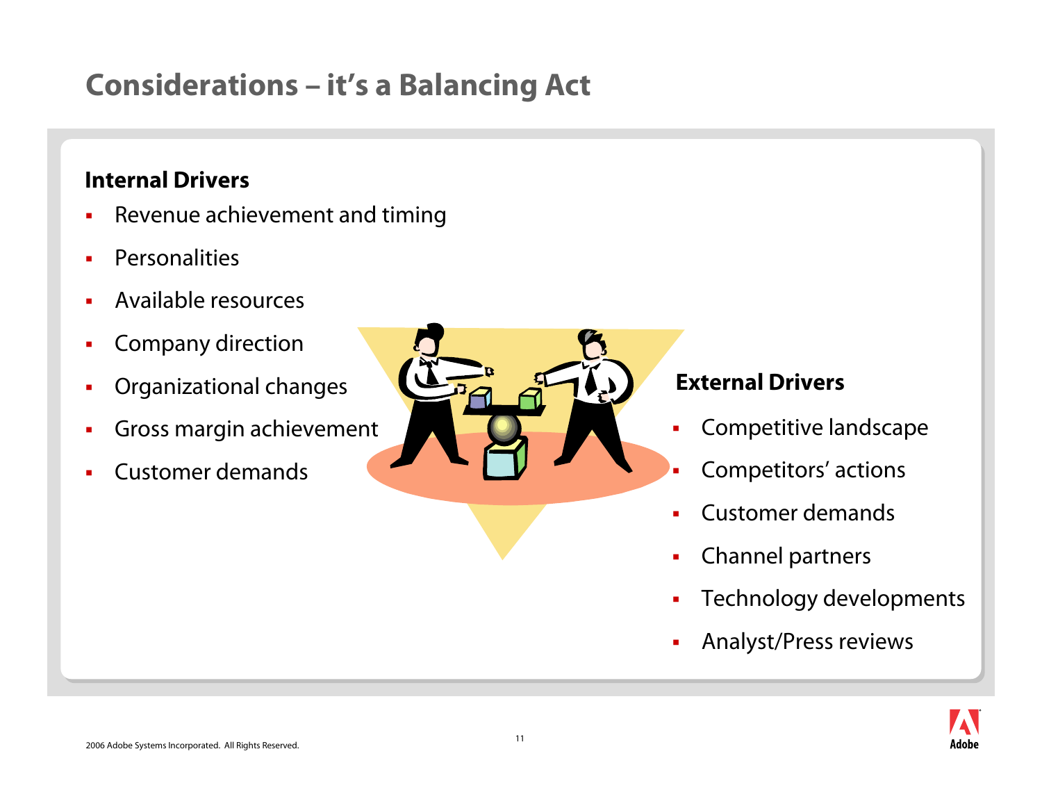# Considerations – it's a Balancing Act

**Internal Drivers**

- Revenue achievement and timing
- Personalities
- Available resources
- Company direction
- Organizational changes
- Gross margin achievement
- Customer demands

**External Drivers**

- Competitive landscape
- Competitors' actions
- Customer demands
- Channel partners
- Technology developments
- Analyst/Press reviews

2006 Adobe Systems Incorporated. All Rights Reserved.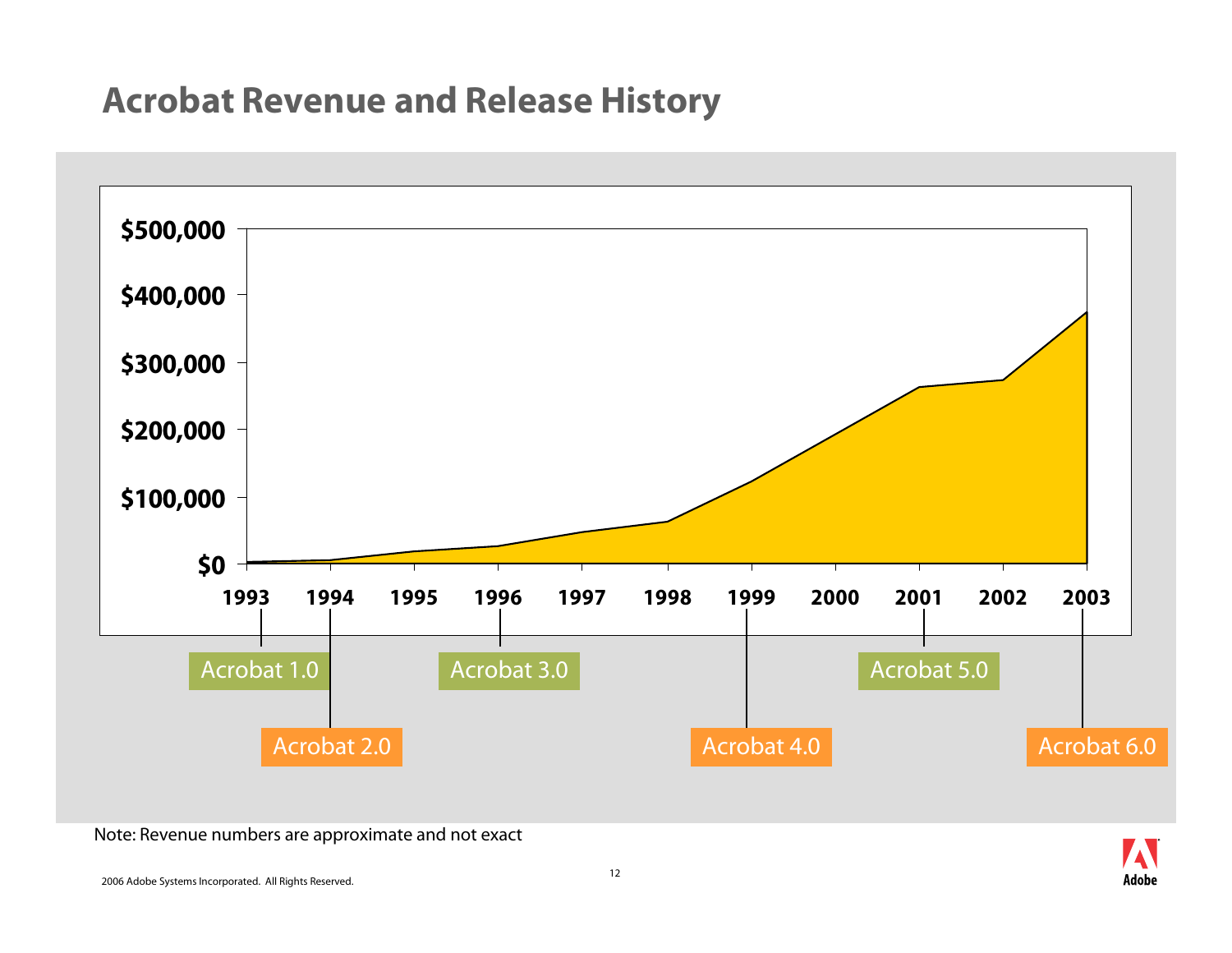# Acrobat Revenue and Release History

$500,000
$400,000
$300,000
$200,000
$100,000
$0

1993 1994 1995 1996 1997 1998 1999 2000 2001 2002 2003

Acrobat 1.0
Acrobat 2.0
Acrobat 3.0
Acrobat 4.0
Acrobat 5.0
Acrobat 6.0

Note: Revenue numbers are approximate and not exact

2006 Adobe Systems Incorporated. All Rights Reserved.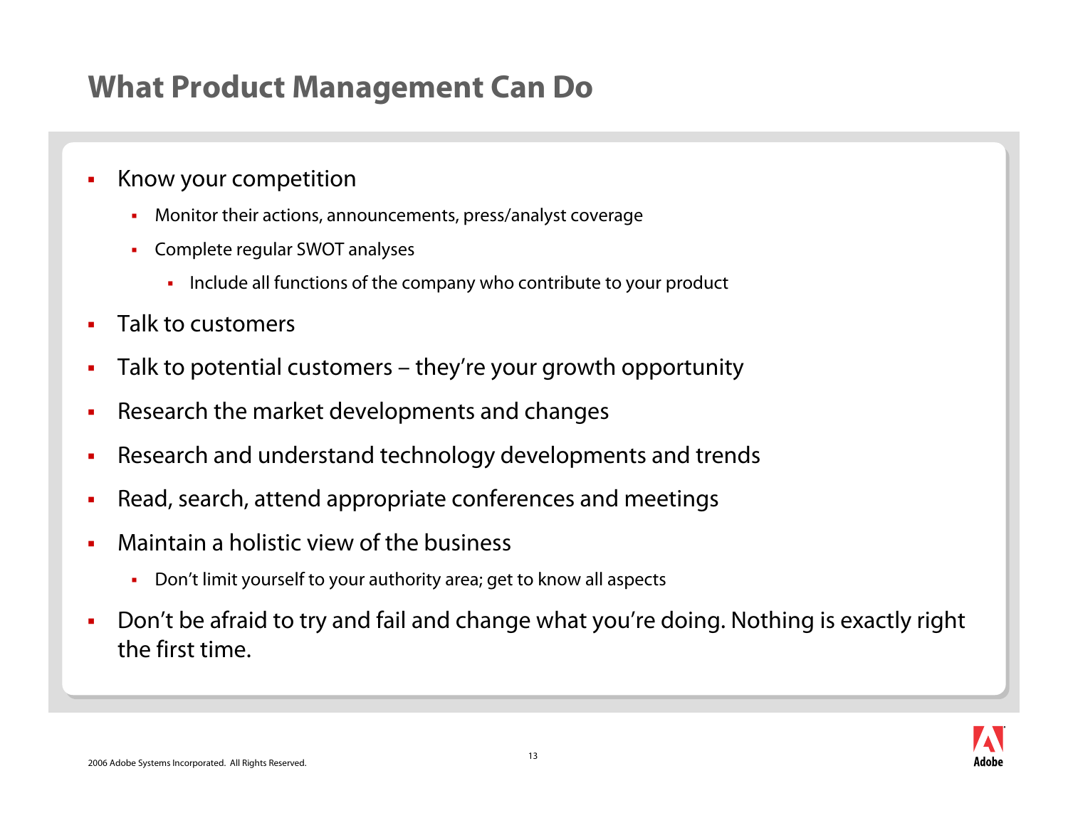# What Product Management Can Do

- Know your competition
  - Monitor their actions, announcements, press/analyst coverage
  - Complete regular SWOT analyses
    - Include all functions of the company who contribute to your product
- Talk to customers
- Talk to potential customers – they're your growth opportunity
- Research the market developments and changes
- Research and understand technology developments and trends
- Read, search, attend appropriate conferences and meetings
- Maintain a holistic view of the business
  - Don't limit yourself to your authority area; get to know all aspects
- Don't be afraid to try and fail and change what you're doing. Nothing is exactly right the first time.

2006 Adobe Systems Incorporated. All Rights Reserved.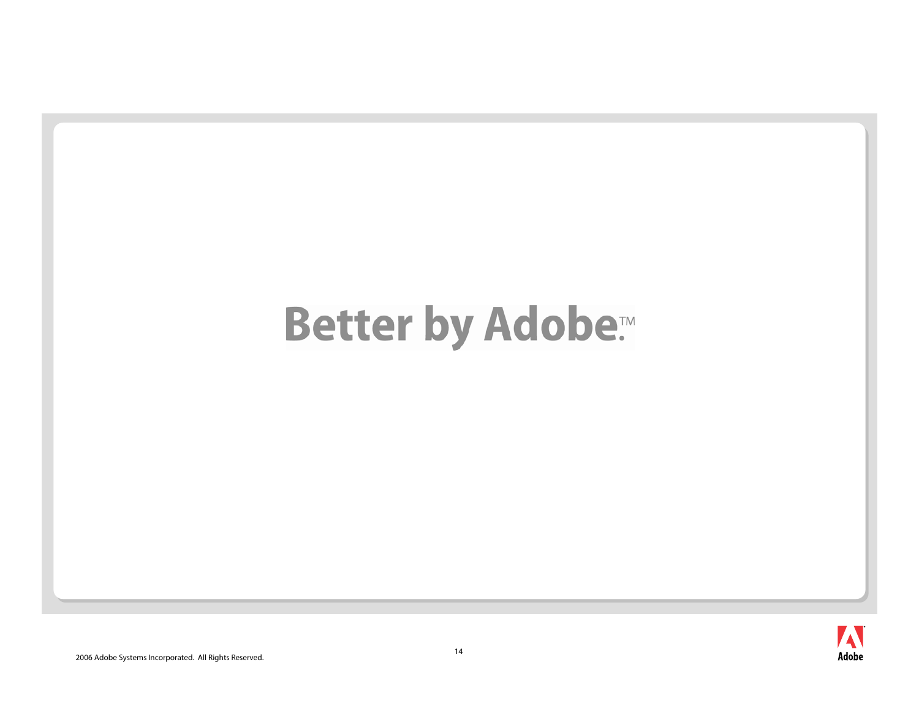# Better by Adobe™